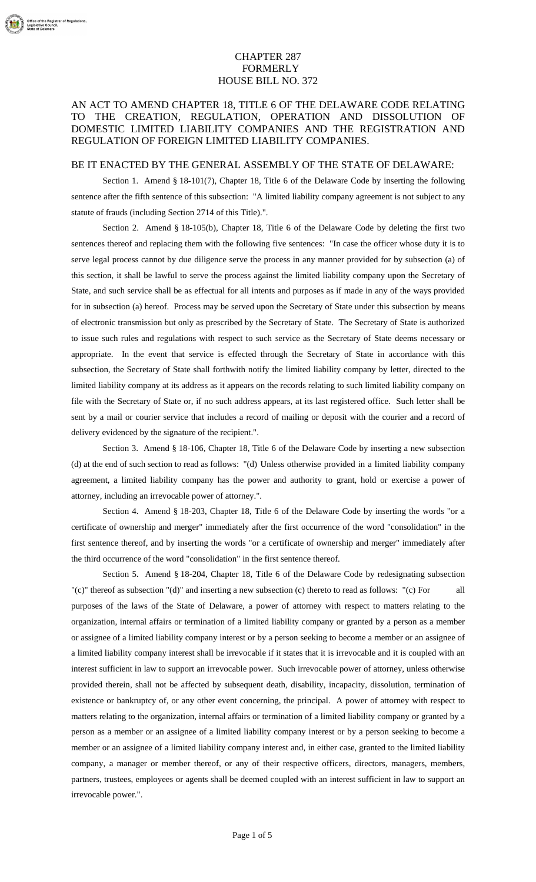# CHAPTER 287
# FORMERLY
# HOUSE BILL NO. 372

## AN ACT TO AMEND CHAPTER 18, TITLE 6 OF THE DELAWARE CODE RELATING TO THE CREATION, REGULATION, OPERATION AND DISSOLUTION OF DOMESTIC LIMITED LIABILITY COMPANIES AND THE REGISTRATION AND REGULATION OF FOREIGN LIMITED LIABILITY COMPANIES.

BE IT ENACTED BY THE GENERAL ASSEMBLY OF THE STATE OF DELAWARE:

Section 1. Amend § 18-101(7), Chapter 18, Title 6 of the Delaware Code by inserting the following sentence after the fifth sentence of this subsection: "A limited liability company agreement is not subject to any statute of frauds (including Section 2714 of this Title).".

Section 2. Amend § 18-105(b), Chapter 18, Title 6 of the Delaware Code by deleting the first two sentences thereof and replacing them with the following five sentences: "In case the officer whose duty it is to serve legal process cannot by due diligence serve the process in any manner provided for by subsection (a) of this section, it shall be lawful to serve the process against the limited liability company upon the Secretary of State, and such service shall be as effectual for all intents and purposes as if made in any of the ways provided for in subsection (a) hereof. Process may be served upon the Secretary of State under this subsection by means of electronic transmission but only as prescribed by the Secretary of State. The Secretary of State is authorized to issue such rules and regulations with respect to such service as the Secretary of State deems necessary or appropriate. In the event that service is effected through the Secretary of State in accordance with this subsection, the Secretary of State shall forthwith notify the limited liability company by letter, directed to the limited liability company at its address as it appears on the records relating to such limited liability company on file with the Secretary of State or, if no such address appears, at its last registered office. Such letter shall be sent by a mail or courier service that includes a record of mailing or deposit with the courier and a record of delivery evidenced by the signature of the recipient.".

Section 3. Amend § 18-106, Chapter 18, Title 6 of the Delaware Code by inserting a new subsection (d) at the end of such section to read as follows: "(d) Unless otherwise provided in a limited liability company agreement, a limited liability company has the power and authority to grant, hold or exercise a power of attorney, including an irrevocable power of attorney.".

Section 4. Amend § 18-203, Chapter 18, Title 6 of the Delaware Code by inserting the words "or a certificate of ownership and merger" immediately after the first occurrence of the word "consolidation" in the first sentence thereof, and by inserting the words "or a certificate of ownership and merger" immediately after the third occurrence of the word "consolidation" in the first sentence thereof.

Section 5. Amend § 18-204, Chapter 18, Title 6 of the Delaware Code by redesignating subsection "(c)" thereof as subsection "(d)" and inserting a new subsection (c) thereto to read as follows: "(c) For all purposes of the laws of the State of Delaware, a power of attorney with respect to matters relating to the organization, internal affairs or termination of a limited liability company or granted by a person as a member or assignee of a limited liability company interest or by a person seeking to become a member or an assignee of a limited liability company interest shall be irrevocable if it states that it is irrevocable and it is coupled with an interest sufficient in law to support an irrevocable power. Such irrevocable power of attorney, unless otherwise provided therein, shall not be affected by subsequent death, disability, incapacity, dissolution, termination of existence or bankruptcy of, or any other event concerning, the principal. A power of attorney with respect to matters relating to the organization, internal affairs or termination of a limited liability company or granted by a person as a member or an assignee of a limited liability company interest or by a person seeking to become a member or an assignee of a limited liability company interest and, in either case, granted to the limited liability company, a manager or member thereof, or any of their respective officers, directors, managers, members, partners, trustees, employees or agents shall be deemed coupled with an interest sufficient in law to support an irrevocable power.".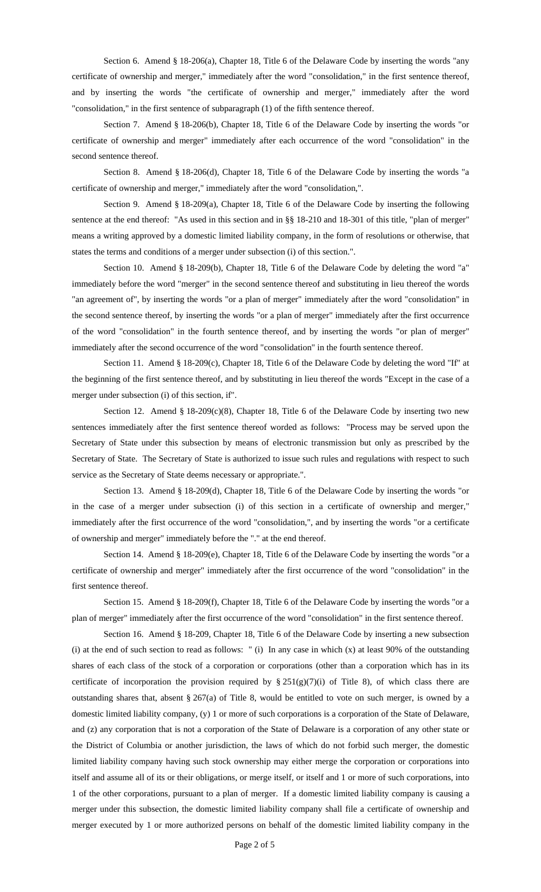Section 6. Amend § 18-206(a), Chapter 18, Title 6 of the Delaware Code by inserting the words "any certificate of ownership and merger," immediately after the word "consolidation," in the first sentence thereof, and by inserting the words "the certificate of ownership and merger," immediately after the word "consolidation," in the first sentence of subparagraph (1) of the fifth sentence thereof.

Section 7. Amend § 18-206(b), Chapter 18, Title 6 of the Delaware Code by inserting the words "or certificate of ownership and merger" immediately after each occurrence of the word "consolidation" in the second sentence thereof.

Section 8. Amend § 18-206(d), Chapter 18, Title 6 of the Delaware Code by inserting the words "a certificate of ownership and merger," immediately after the word "consolidation,".

Section 9. Amend § 18-209(a), Chapter 18, Title 6 of the Delaware Code by inserting the following sentence at the end thereof: "As used in this section and in §§ 18-210 and 18-301 of this title, "plan of merger" means a writing approved by a domestic limited liability company, in the form of resolutions or otherwise, that states the terms and conditions of a merger under subsection (i) of this section.".

Section 10. Amend § 18-209(b), Chapter 18, Title 6 of the Delaware Code by deleting the word "a" immediately before the word "merger" in the second sentence thereof and substituting in lieu thereof the words "an agreement of", by inserting the words "or a plan of merger" immediately after the word "consolidation" in the second sentence thereof, by inserting the words "or a plan of merger" immediately after the first occurrence of the word "consolidation" in the fourth sentence thereof, and by inserting the words "or plan of merger" immediately after the second occurrence of the word "consolidation" in the fourth sentence thereof.

Section 11. Amend § 18-209(c), Chapter 18, Title 6 of the Delaware Code by deleting the word "If" at the beginning of the first sentence thereof, and by substituting in lieu thereof the words "Except in the case of a merger under subsection (i) of this section, if".

Section 12. Amend § 18-209(c)(8), Chapter 18, Title 6 of the Delaware Code by inserting two new sentences immediately after the first sentence thereof worded as follows: "Process may be served upon the Secretary of State under this subsection by means of electronic transmission but only as prescribed by the Secretary of State. The Secretary of State is authorized to issue such rules and regulations with respect to such service as the Secretary of State deems necessary or appropriate.".

Section 13. Amend § 18-209(d), Chapter 18, Title 6 of the Delaware Code by inserting the words "or in the case of a merger under subsection (i) of this section in a certificate of ownership and merger," immediately after the first occurrence of the word "consolidation,", and by inserting the words "or a certificate of ownership and merger" immediately before the "." at the end thereof.

Section 14. Amend § 18-209(e), Chapter 18, Title 6 of the Delaware Code by inserting the words "or a certificate of ownership and merger" immediately after the first occurrence of the word "consolidation" in the first sentence thereof.

Section 15. Amend § 18-209(f), Chapter 18, Title 6 of the Delaware Code by inserting the words "or a plan of merger" immediately after the first occurrence of the word "consolidation" in the first sentence thereof.

Section 16. Amend § 18-209, Chapter 18, Title 6 of the Delaware Code by inserting a new subsection (i) at the end of such section to read as follows: " (i) In any case in which (x) at least 90% of the outstanding shares of each class of the stock of a corporation or corporations (other than a corporation which has in its certificate of incorporation the provision required by § 251(g)(7)(i) of Title 8), of which class there are outstanding shares that, absent § 267(a) of Title 8, would be entitled to vote on such merger, is owned by a domestic limited liability company, (y) 1 or more of such corporations is a corporation of the State of Delaware, and (z) any corporation that is not a corporation of the State of Delaware is a corporation of any other state or the District of Columbia or another jurisdiction, the laws of which do not forbid such merger, the domestic limited liability company having such stock ownership may either merge the corporation or corporations into itself and assume all of its or their obligations, or merge itself, or itself and 1 or more of such corporations, into 1 of the other corporations, pursuant to a plan of merger. If a domestic limited liability company is causing a merger under this subsection, the domestic limited liability company shall file a certificate of ownership and merger executed by 1 or more authorized persons on behalf of the domestic limited liability company in the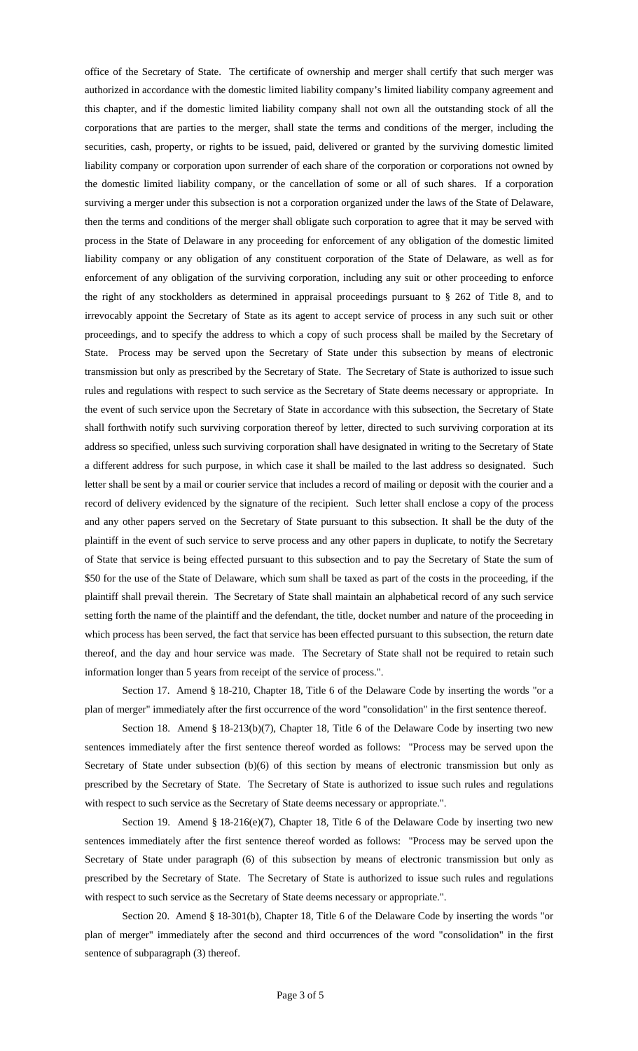office of the Secretary of State. The certificate of ownership and merger shall certify that such merger was authorized in accordance with the domestic limited liability company's limited liability company agreement and this chapter, and if the domestic limited liability company shall not own all the outstanding stock of all the corporations that are parties to the merger, shall state the terms and conditions of the merger, including the securities, cash, property, or rights to be issued, paid, delivered or granted by the surviving domestic limited liability company or corporation upon surrender of each share of the corporation or corporations not owned by the domestic limited liability company, or the cancellation of some or all of such shares. If a corporation surviving a merger under this subsection is not a corporation organized under the laws of the State of Delaware, then the terms and conditions of the merger shall obligate such corporation to agree that it may be served with process in the State of Delaware in any proceeding for enforcement of any obligation of the domestic limited liability company or any obligation of any constituent corporation of the State of Delaware, as well as for enforcement of any obligation of the surviving corporation, including any suit or other proceeding to enforce the right of any stockholders as determined in appraisal proceedings pursuant to § 262 of Title 8, and to irrevocably appoint the Secretary of State as its agent to accept service of process in any such suit or other proceedings, and to specify the address to which a copy of such process shall be mailed by the Secretary of State. Process may be served upon the Secretary of State under this subsection by means of electronic transmission but only as prescribed by the Secretary of State. The Secretary of State is authorized to issue such rules and regulations with respect to such service as the Secretary of State deems necessary or appropriate. In the event of such service upon the Secretary of State in accordance with this subsection, the Secretary of State shall forthwith notify such surviving corporation thereof by letter, directed to such surviving corporation at its address so specified, unless such surviving corporation shall have designated in writing to the Secretary of State a different address for such purpose, in which case it shall be mailed to the last address so designated. Such letter shall be sent by a mail or courier service that includes a record of mailing or deposit with the courier and a record of delivery evidenced by the signature of the recipient. Such letter shall enclose a copy of the process and any other papers served on the Secretary of State pursuant to this subsection. It shall be the duty of the plaintiff in the event of such service to serve process and any other papers in duplicate, to notify the Secretary of State that service is being effected pursuant to this subsection and to pay the Secretary of State the sum of $50 for the use of the State of Delaware, which sum shall be taxed as part of the costs in the proceeding, if the plaintiff shall prevail therein. The Secretary of State shall maintain an alphabetical record of any such service setting forth the name of the plaintiff and the defendant, the title, docket number and nature of the proceeding in which process has been served, the fact that service has been effected pursuant to this subsection, the return date thereof, and the day and hour service was made. The Secretary of State shall not be required to retain such information longer than 5 years from receipt of the service of process.".

Section 17. Amend § 18-210, Chapter 18, Title 6 of the Delaware Code by inserting the words "or a plan of merger" immediately after the first occurrence of the word "consolidation" in the first sentence thereof.

Section 18. Amend § 18-213(b)(7), Chapter 18, Title 6 of the Delaware Code by inserting two new sentences immediately after the first sentence thereof worded as follows: "Process may be served upon the Secretary of State under subsection (b)(6) of this section by means of electronic transmission but only as prescribed by the Secretary of State. The Secretary of State is authorized to issue such rules and regulations with respect to such service as the Secretary of State deems necessary or appropriate.".

Section 19. Amend § 18-216(e)(7), Chapter 18, Title 6 of the Delaware Code by inserting two new sentences immediately after the first sentence thereof worded as follows: "Process may be served upon the Secretary of State under paragraph (6) of this subsection by means of electronic transmission but only as prescribed by the Secretary of State. The Secretary of State is authorized to issue such rules and regulations with respect to such service as the Secretary of State deems necessary or appropriate.".

Section 20. Amend § 18-301(b), Chapter 18, Title 6 of the Delaware Code by inserting the words "or plan of merger" immediately after the second and third occurrences of the word "consolidation" in the first sentence of subparagraph (3) thereof.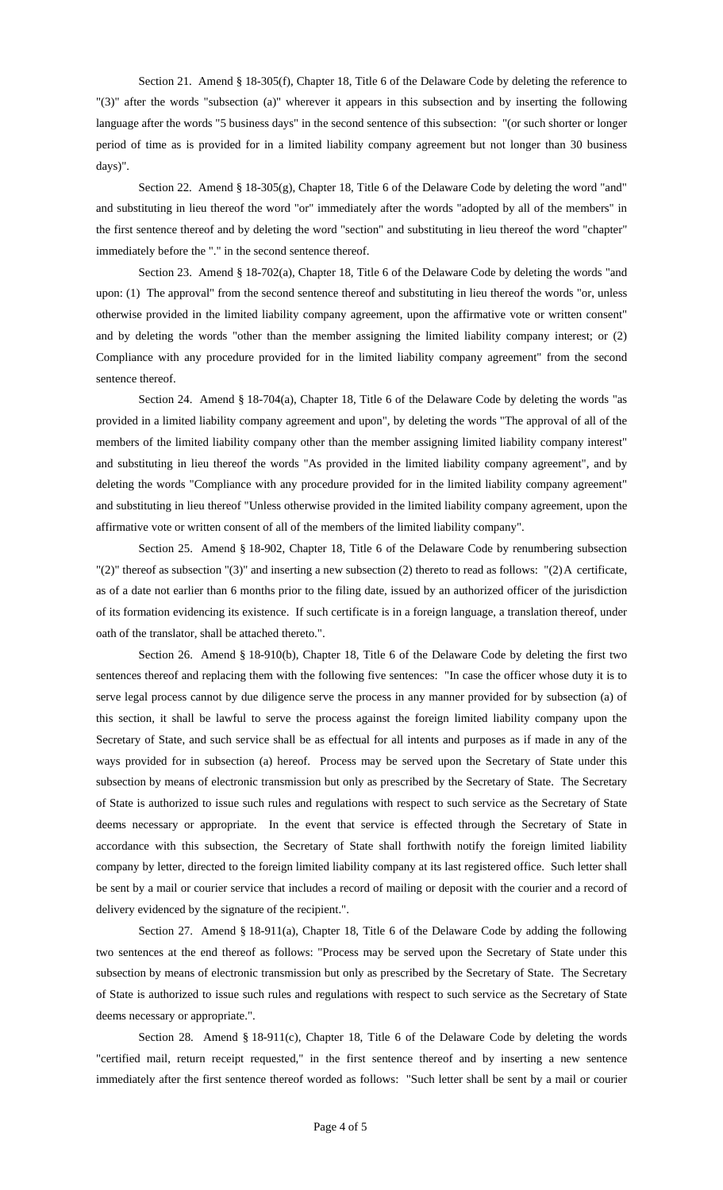Section 21. Amend § 18-305(f), Chapter 18, Title 6 of the Delaware Code by deleting the reference to "(3)" after the words "subsection (a)" wherever it appears in this subsection and by inserting the following language after the words "5 business days" in the second sentence of this subsection: "(or such shorter or longer period of time as is provided for in a limited liability company agreement but not longer than 30 business days)".

Section 22. Amend § 18-305(g), Chapter 18, Title 6 of the Delaware Code by deleting the word "and" and substituting in lieu thereof the word "or" immediately after the words "adopted by all of the members" in the first sentence thereof and by deleting the word "section" and substituting in lieu thereof the word "chapter" immediately before the "." in the second sentence thereof.

Section 23. Amend § 18-702(a), Chapter 18, Title 6 of the Delaware Code by deleting the words "and upon: (1) The approval" from the second sentence thereof and substituting in lieu thereof the words "or, unless otherwise provided in the limited liability company agreement, upon the affirmative vote or written consent" and by deleting the words "other than the member assigning the limited liability company interest; or (2) Compliance with any procedure provided for in the limited liability company agreement" from the second sentence thereof.

Section 24. Amend § 18-704(a), Chapter 18, Title 6 of the Delaware Code by deleting the words "as provided in a limited liability company agreement and upon", by deleting the words "The approval of all of the members of the limited liability company other than the member assigning limited liability company interest" and substituting in lieu thereof the words "As provided in the limited liability company agreement", and by deleting the words "Compliance with any procedure provided for in the limited liability company agreement" and substituting in lieu thereof "Unless otherwise provided in the limited liability company agreement, upon the affirmative vote or written consent of all of the members of the limited liability company".

Section 25. Amend § 18-902, Chapter 18, Title 6 of the Delaware Code by renumbering subsection "(2)" thereof as subsection "(3)" and inserting a new subsection (2) thereto to read as follows: "(2) A certificate, as of a date not earlier than 6 months prior to the filing date, issued by an authorized officer of the jurisdiction of its formation evidencing its existence. If such certificate is in a foreign language, a translation thereof, under oath of the translator, shall be attached thereto.".

Section 26. Amend § 18-910(b), Chapter 18, Title 6 of the Delaware Code by deleting the first two sentences thereof and replacing them with the following five sentences: "In case the officer whose duty it is to serve legal process cannot by due diligence serve the process in any manner provided for by subsection (a) of this section, it shall be lawful to serve the process against the foreign limited liability company upon the Secretary of State, and such service shall be as effectual for all intents and purposes as if made in any of the ways provided for in subsection (a) hereof. Process may be served upon the Secretary of State under this subsection by means of electronic transmission but only as prescribed by the Secretary of State. The Secretary of State is authorized to issue such rules and regulations with respect to such service as the Secretary of State deems necessary or appropriate. In the event that service is effected through the Secretary of State in accordance with this subsection, the Secretary of State shall forthwith notify the foreign limited liability company by letter, directed to the foreign limited liability company at its last registered office. Such letter shall be sent by a mail or courier service that includes a record of mailing or deposit with the courier and a record of delivery evidenced by the signature of the recipient.".

Section 27. Amend § 18-911(a), Chapter 18, Title 6 of the Delaware Code by adding the following two sentences at the end thereof as follows: "Process may be served upon the Secretary of State under this subsection by means of electronic transmission but only as prescribed by the Secretary of State. The Secretary of State is authorized to issue such rules and regulations with respect to such service as the Secretary of State deems necessary or appropriate.".

Section 28. Amend § 18-911(c), Chapter 18, Title 6 of the Delaware Code by deleting the words "certified mail, return receipt requested," in the first sentence thereof and by inserting a new sentence immediately after the first sentence thereof worded as follows: "Such letter shall be sent by a mail or courier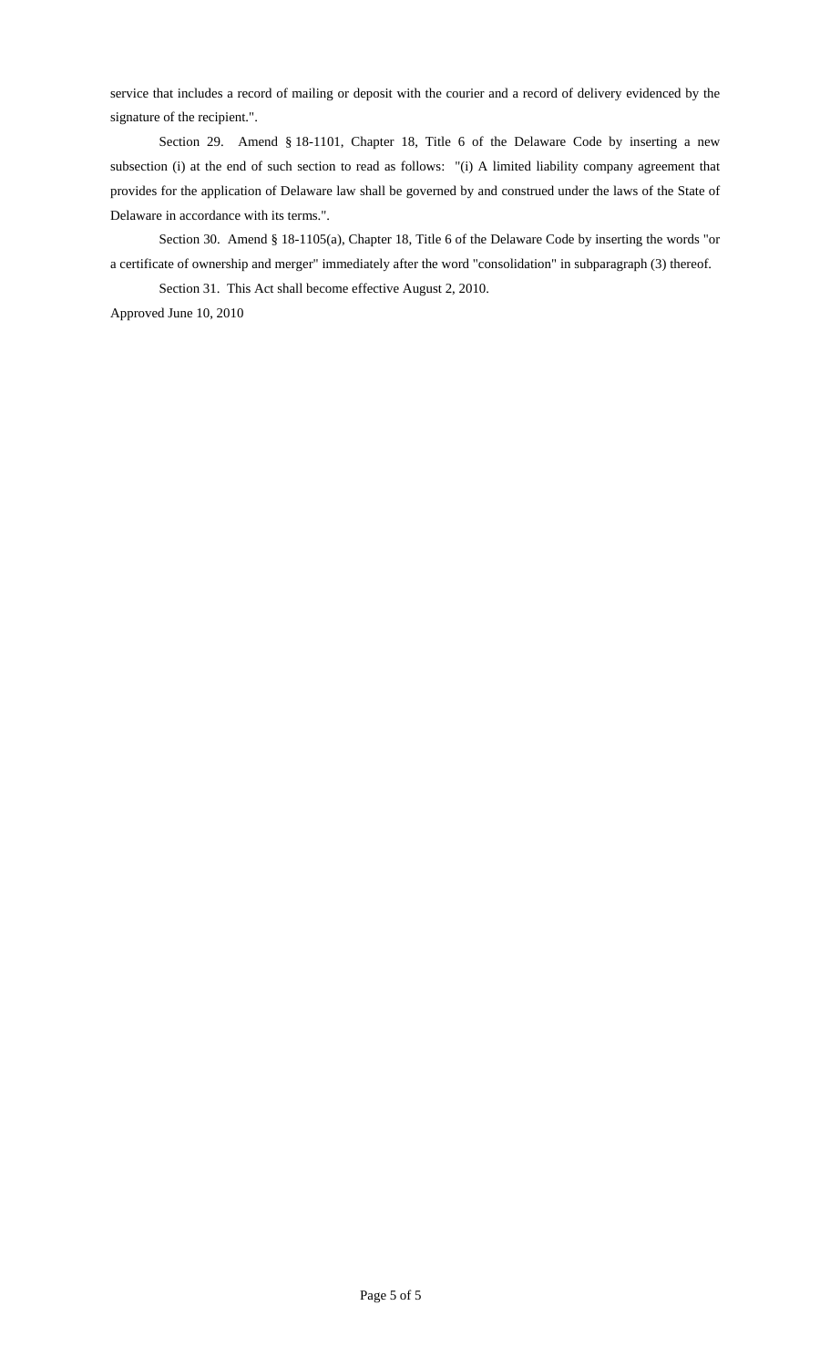service that includes a record of mailing or deposit with the courier and a record of delivery evidenced by the signature of the recipient.".

Section 29. Amend § 18-1101, Chapter 18, Title 6 of the Delaware Code by inserting a new subsection (i) at the end of such section to read as follows: "(i) A limited liability company agreement that provides for the application of Delaware law shall be governed by and construed under the laws of the State of Delaware in accordance with its terms.".

Section 30. Amend § 18-1105(a), Chapter 18, Title 6 of the Delaware Code by inserting the words "or a certificate of ownership and merger" immediately after the word "consolidation" in subparagraph (3) thereof.

Section 31. This Act shall become effective August 2, 2010.

Approved June 10, 2010